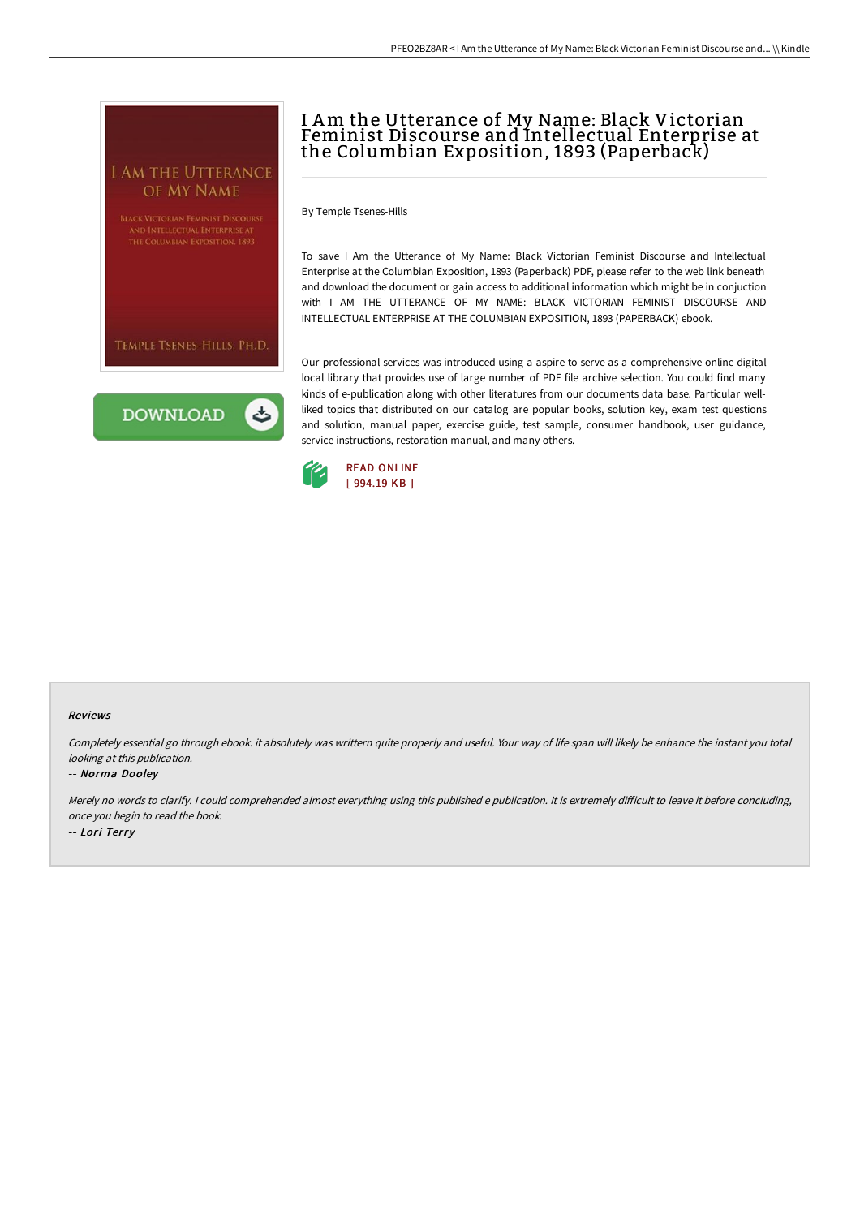# I Am the Utterance of My Name: Black Victorian Feminist Discourse and Intellectual Enterprise at the Columbian Exposition, 1893 (Paperback)

By Temple Tsenes-Hills

To save I Am the Utterance of My Name: Black Victorian Feminist Discourse and Intellectual Enterprise at the Columbian Exposition, 1893 (Paperback) PDF, please refer to the web link beneath and download the document or gain access to additional information which might be in conjuction with I AM THE UTTERANCE OF MY NAME: BLACK VICTORIAN FEMINIST DISCOURSE AND INTELLECTUAL ENTERPRISE AT THE COLUMBIAN EXPOSITION, 1893 (PAPERBACK) ebook.

Our professional services was introduced using a aspire to serve as a comprehensive online digital local library that provides use of large number of PDF file archive selection. You could find many kinds of e-publication along with other literatures from our documents data base. Particular well-liked topics that distributed on our catalog are popular books, solution key, exam test questions and solution, manual paper, exercise guide, test sample, consumer handbook, user guidance, service instructions, restoration manual, and many others.

READ ONLINE
[ 994.19 KB ]

### Reviews

*Completely essential go through ebook. it absolutely was writtern quite properly and useful. Your way of life span will likely be enhance the instant you total looking at this publication.*

-- *Norma Dooley*

*Merely no words to clarify. I could comprehended almost everything using this published e publication. It is extremely difficult to leave it before concluding, once you begin to read the book.*

-- *Lori Terry*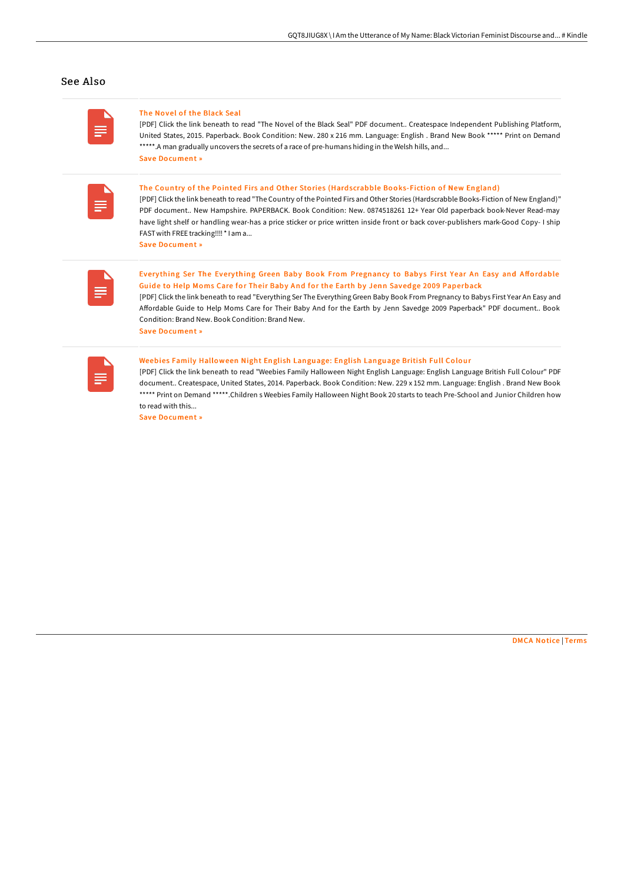## See Also

### The Novel of the Black Seal

[PDF] Click the link beneath to read "The Novel of the Black Seal" PDF document.. Createspace Independent Publishing Platform, United States, 2015. Paperback. Book Condition: New. 280 x 216 mm. Language: English . Brand New Book ***** Print on Demand *****.A man gradually uncovers the secrets of a race of pre-humans hiding in the Welsh hills, and...

Save Document »

### The Country of the Pointed Firs and Other Stories (Hardscrabble Books-Fiction of New England)

[PDF] Click the link beneath to read "The Country of the Pointed Firs and Other Stories (Hardscrabble Books-Fiction of New England)" PDF document.. New Hampshire. PAPERBACK. Book Condition: New. 0874518261 12+ Year Old paperback book-Never Read-may have light shelf or handling wear-has a price sticker or price written inside front or back cover-publishers mark-Good Copy- I ship FAST with FREE tracking!!!! * I am a...

Save Document »

### Everything Ser The Everything Green Baby Book From Pregnancy to Babys First Year An Easy and Affordable Guide to Help Moms Care for Their Baby And for the Earth by Jenn Savedge 2009 Paperback

[PDF] Click the link beneath to read "Everything Ser The Everything Green Baby Book From Pregnancy to Babys First Year An Easy and Affordable Guide to Help Moms Care for Their Baby And for the Earth by Jenn Savedge 2009 Paperback" PDF document.. Book Condition: Brand New. Book Condition: Brand New.

Save Document »

### Weebies Family Halloween Night English Language: English Language British Full Colour

[PDF] Click the link beneath to read "Weebies Family Halloween Night English Language: English Language British Full Colour" PDF document.. Createspace, United States, 2014. Paperback. Book Condition: New. 229 x 152 mm. Language: English . Brand New Book ***** Print on Demand *****.Children s Weebies Family Halloween Night Book 20 starts to teach Pre-School and Junior Children how to read with this...

Save Document »